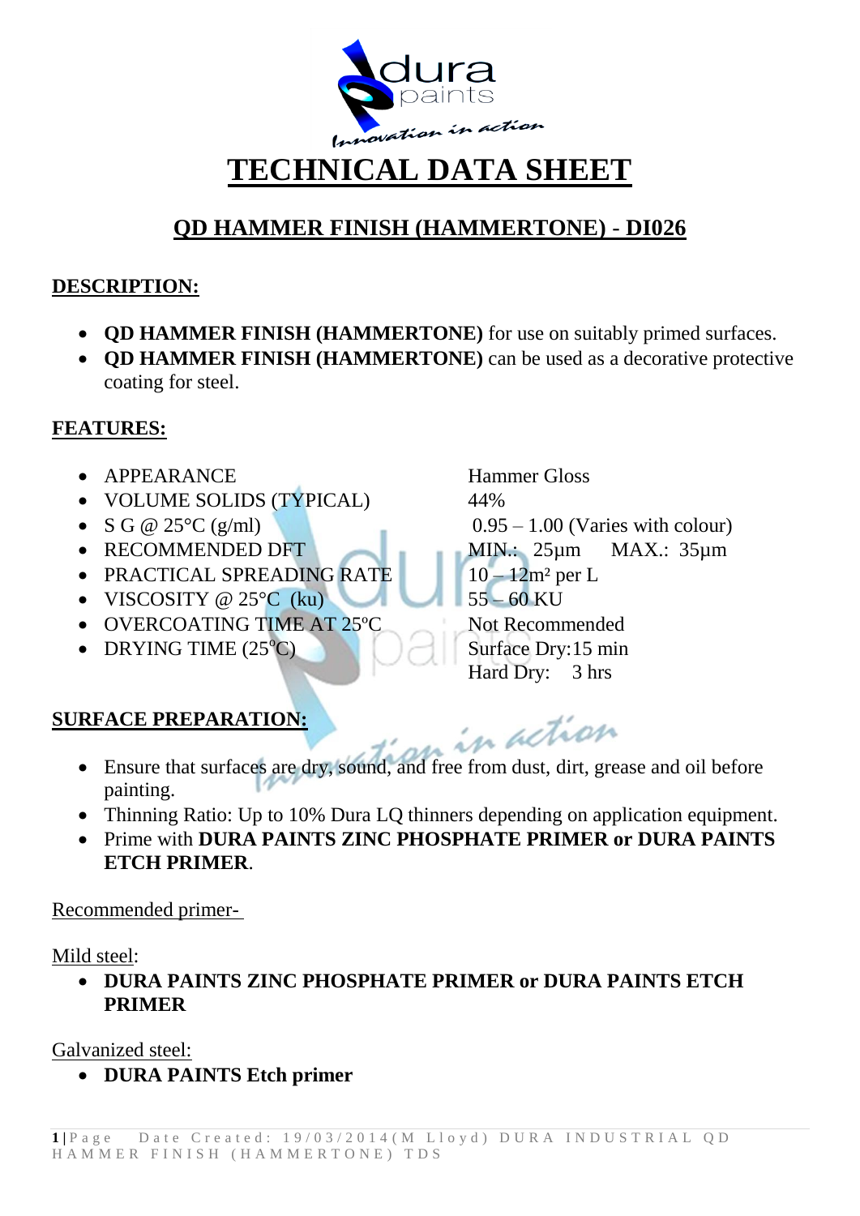# TECHNICAL DATA SHEET

## QD HAMMER FINISH (HAMMERTONE) - DI026

### DESCRIPTION:

- **QD HAMMER FINISH (HAMMERTONE)** for use on suitably primed surfaces.
- **QD HAMMER FINISH (HAMMERTONE)** can be used as a decorative protective coating for steel.

### FEATURES:

| | |
|---|---|
| • APPEARANCE | Hammer Gloss |
| • VOLUME SOLIDS (TYPICAL) | 44% |
| • S G @ 25°C (g/ml) | 0.95 – 1.00 (Varies with colour) |
| • RECOMMENDED DFT | MIN.: 25µm MAX.: 35µm |
| • PRACTICAL SPREADING RATE | 10 – 12m² per L |
| • VISCOSITY @ 25°C (ku) | 55 – 60 KU |
| • OVERCOATING TIME AT 25ºC | Not Recommended |
| • DRYING TIME (25ºC) | Surface Dry: 15 min<br>Hard Dry: 3 hrs |

### SURFACE PREPARATION:

- Ensure that surfaces are dry, sound, and free from dust, dirt, grease and oil before painting.
- Thinning Ratio: Up to 10% Dura LQ thinners depending on application equipment.
- Prime with **DURA PAINTS ZINC PHOSPHATE PRIMER or DURA PAINTS ETCH PRIMER**.

Recommended primer-

Mild steel:

- **DURA PAINTS ZINC PHOSPHATE PRIMER or DURA PAINTS ETCH PRIMER**

Galvanized steel:

- **DURA PAINTS Etch primer**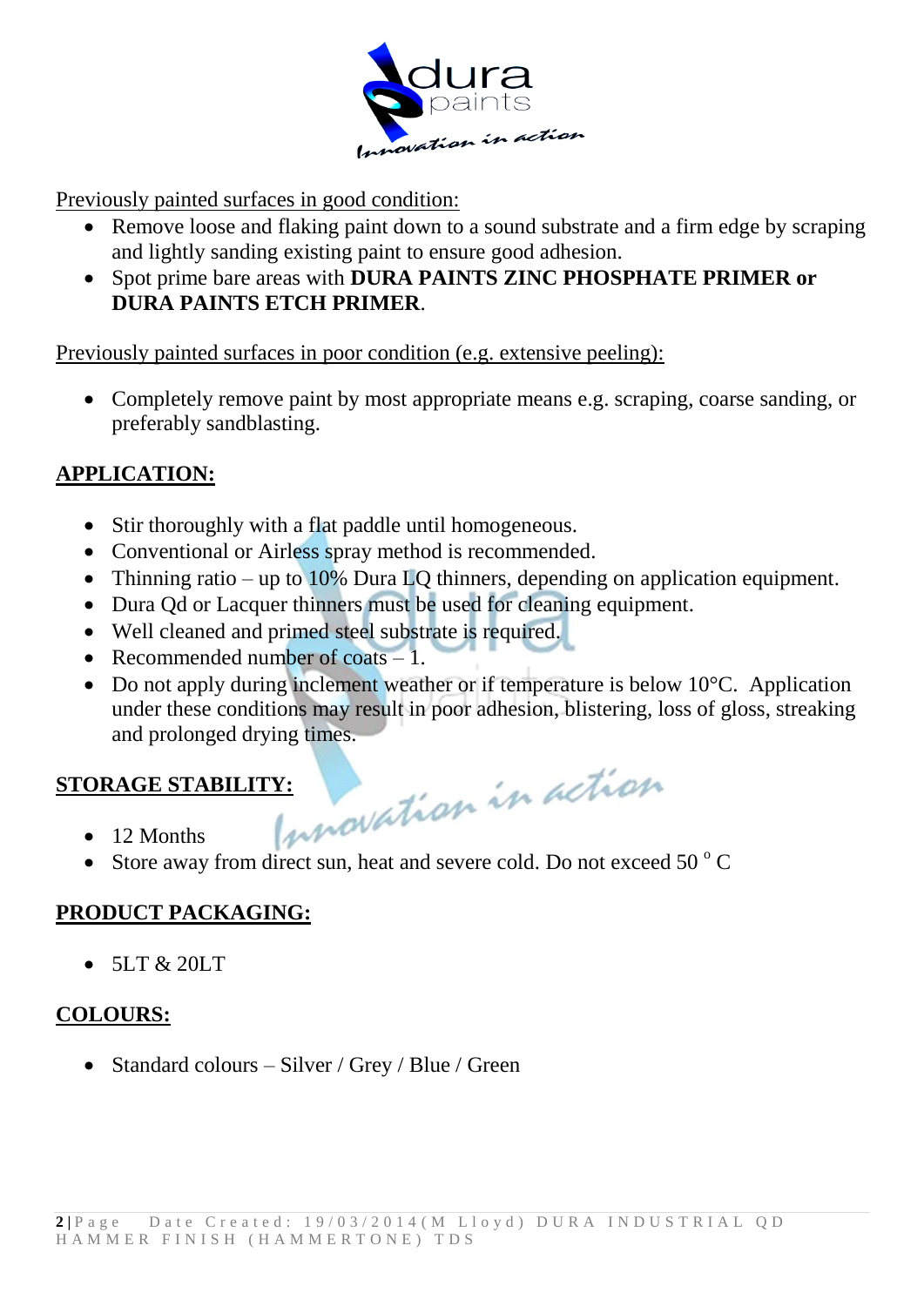Previously painted surfaces in good condition:

- Remove loose and flaking paint down to a sound substrate and a firm edge by scraping and lightly sanding existing paint to ensure good adhesion.
- Spot prime bare areas with **DURA PAINTS ZINC PHOSPHATE PRIMER or DURA PAINTS ETCH PRIMER**.

Previously painted surfaces in poor condition (e.g. extensive peeling):

- Completely remove paint by most appropriate means e.g. scraping, coarse sanding, or preferably sandblasting.

## APPLICATION:

- Stir thoroughly with a flat paddle until homogeneous.
- Conventional or Airless spray method is recommended.
- Thinning ratio – up to 10% Dura LQ thinners, depending on application equipment.
- Dura Qd or Lacquer thinners must be used for cleaning equipment.
- Well cleaned and primed steel substrate is required.
- Recommended number of coats – 1.
- Do not apply during inclement weather or if temperature is below 10°C. Application under these conditions may result in poor adhesion, blistering, loss of gloss, streaking and prolonged drying times.

## STORAGE STABILITY:

- 12 Months
- Store away from direct sun, heat and severe cold. Do not exceed 50 $^{o}$ C

## PRODUCT PACKAGING:

- 5LT & 20LT

## COLOURS:

- Standard colours – Silver / Grey / Blue / Green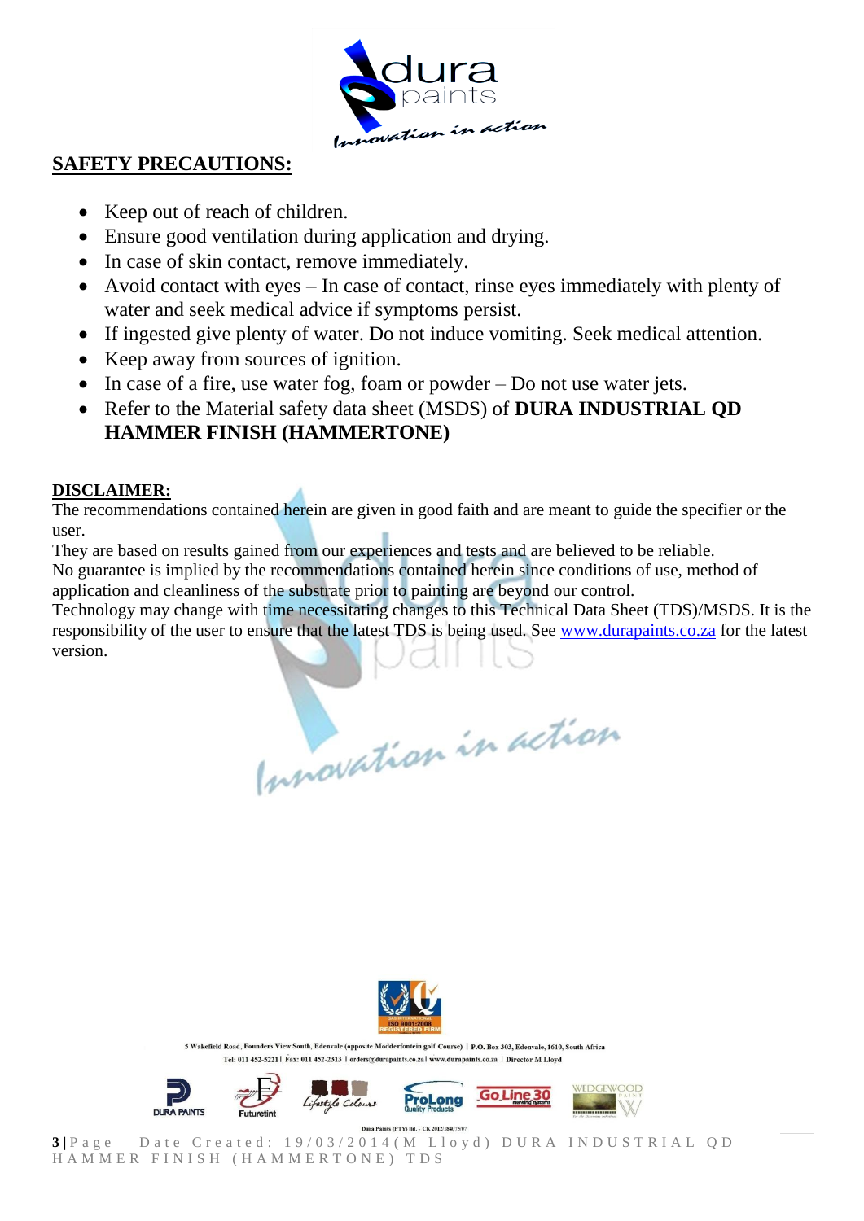## SAFETY PRECAUTIONS:

- Keep out of reach of children.
- Ensure good ventilation during application and drying.
- In case of skin contact, remove immediately.
- Avoid contact with eyes – In case of contact, rinse eyes immediately with plenty of water and seek medical advice if symptoms persist.
- If ingested give plenty of water. Do not induce vomiting. Seek medical attention.
- Keep away from sources of ignition.
- In case of a fire, use water fog, foam or powder – Do not use water jets.
- Refer to the Material safety data sheet (MSDS) of **DURA INDUSTRIAL QD HAMMER FINISH (HAMMERTONE)**

## DISCLAIMER:

The recommendations contained herein are given in good faith and are meant to guide the specifier or the user.
They are based on results gained from our experiences and tests and are believed to be reliable.
No guarantee is implied by the recommendations contained herein since conditions of use, method of application and cleanliness of the substrate prior to painting are beyond our control.
Technology may change with time necessitating changes to this Technical Data Sheet (TDS)/MSDS. It is the responsibility of the user to ensure that the latest TDS is being used. See www.durapaints.co.za for the latest version.

5 Wakefield Road, Founders View South, Edenvale (opposite Modderfontein golf Course) | P.O. Box 303, Edenvale, 1610, South Africa
Tel: 011 452-5221 | Fax: 011 452-2313 | orders@durapaints.co.za | www.durapaints.co.za | Director M Lloyd

Dura Paints (PTY) ltd. - CK 2012/184075/07